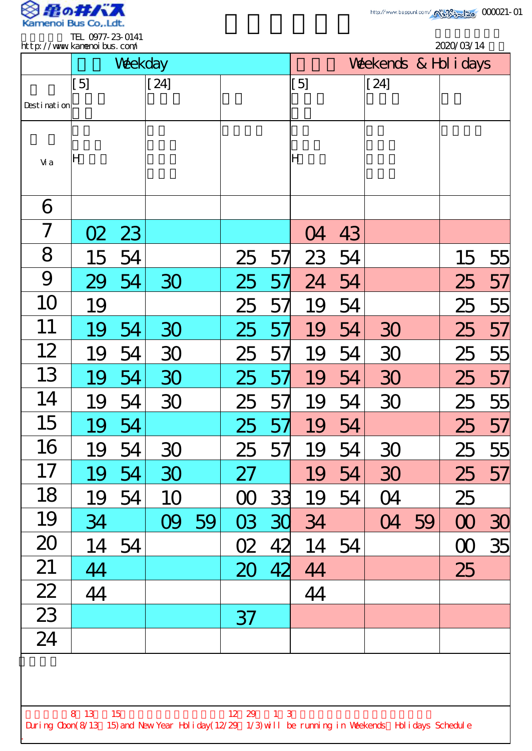Kamenoi Bus Co.,Ldt.

TEL 0977-23-0141
http://www.kamenoibus.com/

000021-01

2020/03/14

| | Weekday | | | Weekends & Holidays | | |
|---|---|---|---|---|---|---|
| Destination | [5] | [24] | | [5] | [24] | |
| Via | H | | | H | | |
| 6 | | | | | | |
| 7 | 02 23 | | | 04 43 | | |
| 8 | 15 54 | | 25 57 | 23 54 | | 15 55 |
| 9 | 29 54 | 30 | 25 57 | 24 54 | | 25 57 |
| 10 | 19 | | 25 57 | 19 54 | | 25 55 |
| 11 | 19 54 | 30 | 25 57 | 19 54 | 30 | 25 57 |
| 12 | 19 54 | 30 | 25 57 | 19 54 | 30 | 25 55 |
| 13 | 19 54 | 30 | 25 57 | 19 54 | 30 | 25 57 |
| 14 | 19 54 | 30 | 25 57 | 19 54 | 30 | 25 55 |
| 15 | 19 54 | | 25 57 | 19 54 | | 25 57 |
| 16 | 19 54 | 30 | 25 57 | 19 54 | 30 | 25 55 |
| 17 | 19 54 | 30 | 27 | 19 54 | 30 | 25 57 |
| 18 | 19 54 | 10 | 00 33 | 19 54 | 04 | 25 |
| 19 | 34 | 09 59 | 03 30 | 34 | 04 59 | 00 30 |
| 20 | 14 54 | | 02 42 | 14 54 | | 00 35 |
| 21 | 44 | | 20 42 | 44 | | 25 |
| 22 | 44 | | | 44 | | |
| 23 | | | 37 | | | |
| 24 | | | | | | |

During Obon(8/13～15) and New Year Holiday(12/29～1/3) will be running in Weekends・Holidays Schedule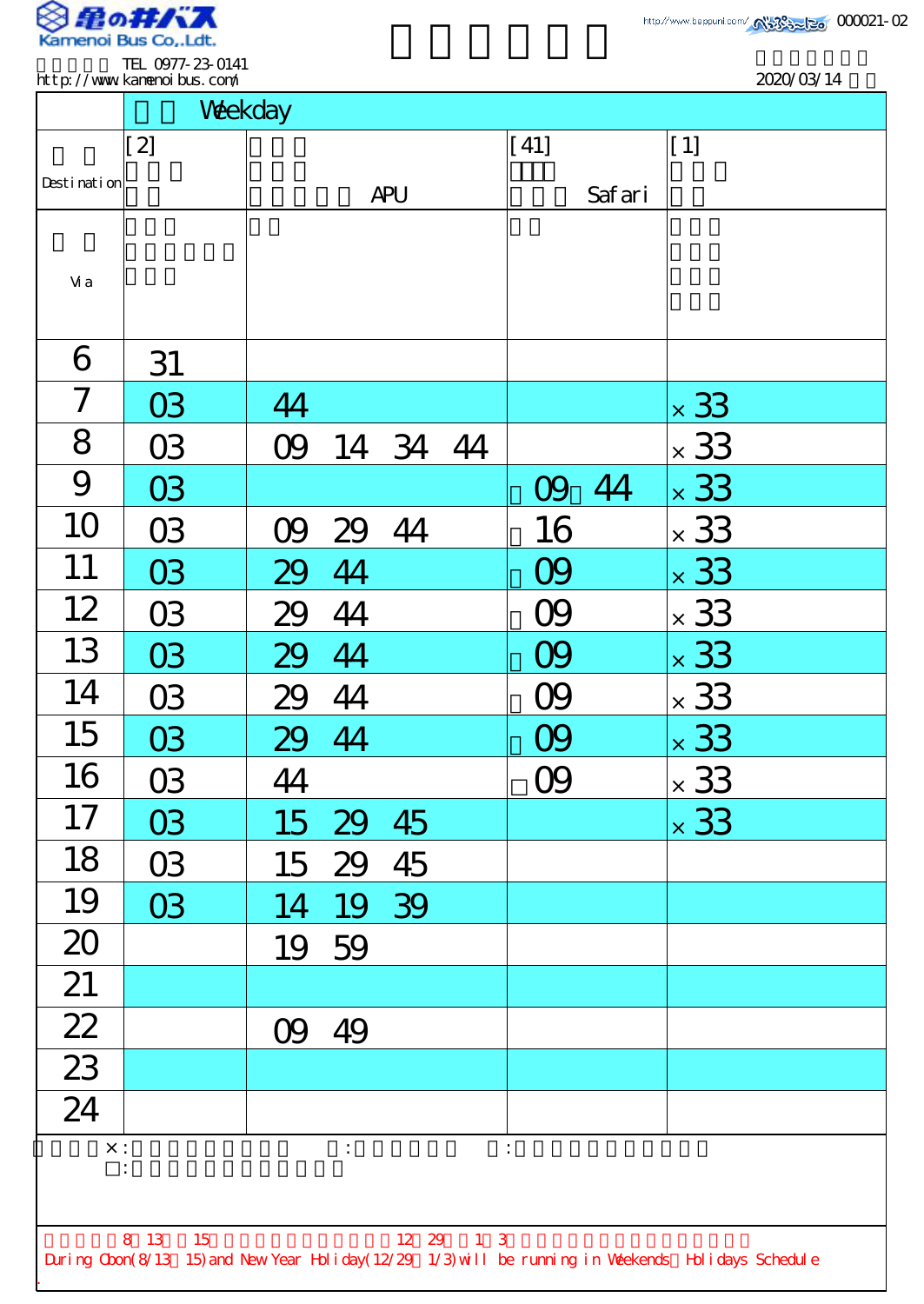Kamenoi Bus Co.,Ldt.

TEL 0977-23-0141
http://www.kamenoibus.com/

http://www.beppunl.com/

000021-02

2020/03/14

| | Weekday | | | |
|---|---|---|---|---|
| Destination | [2] | APU | [41] Safari | [1] |
| Via | | | | |
| 6 | 31 | | | |
| 7 | 03 | 44 | | ×33 |
| 8 | 03 | 09 14 34 44 | | ×33 |
| 9 | 03 | | 09 44 | ×33 |
| 10 | 03 | 09 29 44 | 16 | ×33 |
| 11 | 03 | 29 44 | 09 | ×33 |
| 12 | 03 | 29 44 | 09 | ×33 |
| 13 | 03 | 29 44 | 09 | ×33 |
| 14 | 03 | 29 44 | 09 | ×33 |
| 15 | 03 | 29 44 | 09 | ×33 |
| 16 | 03 | 44 | □09 | ×33 |
| 17 | 03 | 15 29 45 | | ×33 |
| 18 | 03 | 15 29 45 | | |
| 19 | 03 | 14 19 39 | | |
| 20 | | 19 59 | | |
| 21 | | | | |
| 22 | | 09 49 | | |
| 23 | | | | |
| 24 | | | | |

×:
□:

8 13 15 12 29 1 3

During Obon(8/13～15) and New Year Holiday(12/29～1/3) will be running in Weekends・Holidays Schedule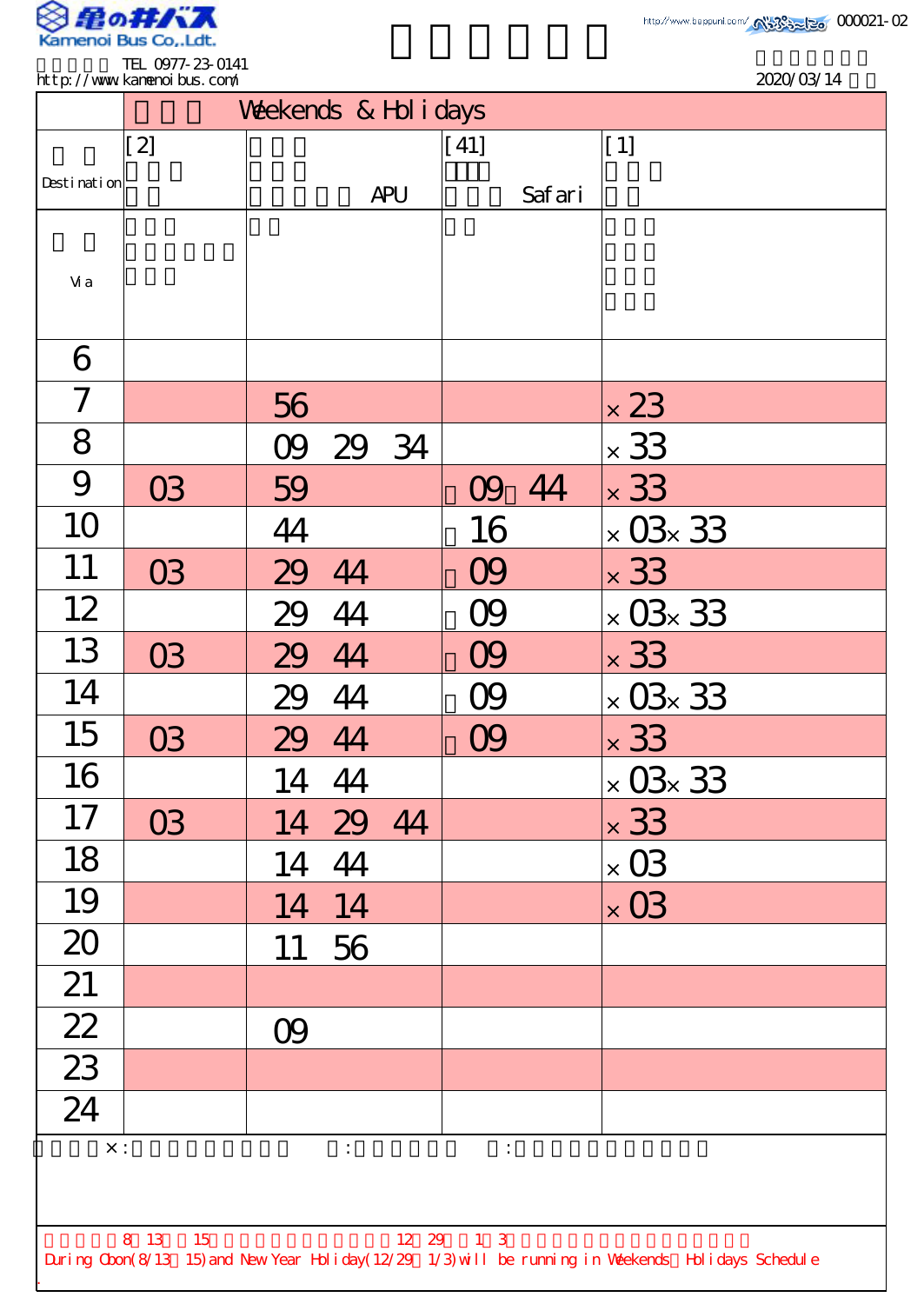Kamenoi Bus Co.,Ldt.

TEL 0977-23-0141
http://www.kamenoibus.com/

000021-02

2020/03/14

| | Weekends & Holidays | | | |
|---|---|---|---|---|
| Destination | [2] | APU | [41] Safari | [1] |
| Via | | | | |
| 6 | | | | |
| 7 | | 56 | | ×23 |
| 8 | | 09 29 34 | | ×33 |
| 9 | 03 | 59 | 09 44 | ×33 |
| 10 | | 44 | 16 | ×03 ×33 |
| 11 | 03 | 29 44 | 09 | ×33 |
| 12 | | 29 44 | 09 | ×03 ×33 |
| 13 | 03 | 29 44 | 09 | ×33 |
| 14 | | 29 44 | 09 | ×03 ×33 |
| 15 | 03 | 29 44 | 09 | ×33 |
| 16 | | 14 44 | | ×03 ×33 |
| 17 | 03 | 14 29 44 | | ×33 |
| 18 | | 14 44 | | ×03 |
| 19 | | 14 14 | | ×03 |
| 20 | | 11 56 | | |
| 21 | | | | |
| 22 | | 09 | | |
| 23 | | | | |
| 24 | | | | |

×:

During Obon(8/13～15) and New Year Holiday(12/29～1/3) will be running in Weekends・Holidays Schedule